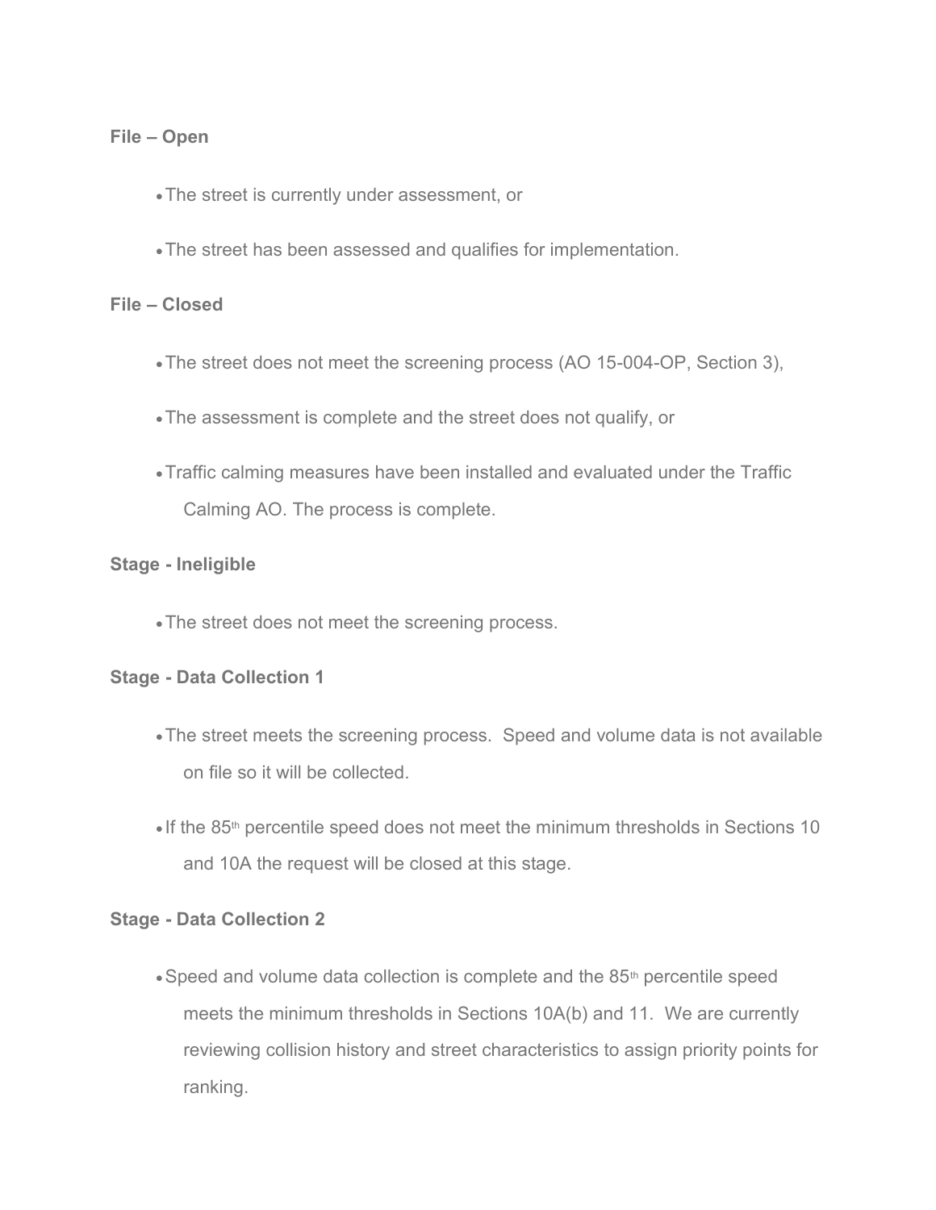**File – Open**

- The street is currently under assessment, or
- The street has been assessed and qualifies for implementation.

**File – Closed**

- The street does not meet the screening process (AO 15-004-OP, Section 3),
- The assessment is complete and the street does not qualify, or
- Traffic calming measures have been installed and evaluated under the Traffic Calming AO. The process is complete.

**Stage - Ineligible**

- The street does not meet the screening process.

**Stage - Data Collection 1**

- The street meets the screening process. Speed and volume data is not available on file so it will be collected.
- If the 85th percentile speed does not meet the minimum thresholds in Sections 10 and 10A the request will be closed at this stage.

**Stage - Data Collection 2**

- Speed and volume data collection is complete and the 85th percentile speed meets the minimum thresholds in Sections 10A(b) and 11. We are currently reviewing collision history and street characteristics to assign priority points for ranking.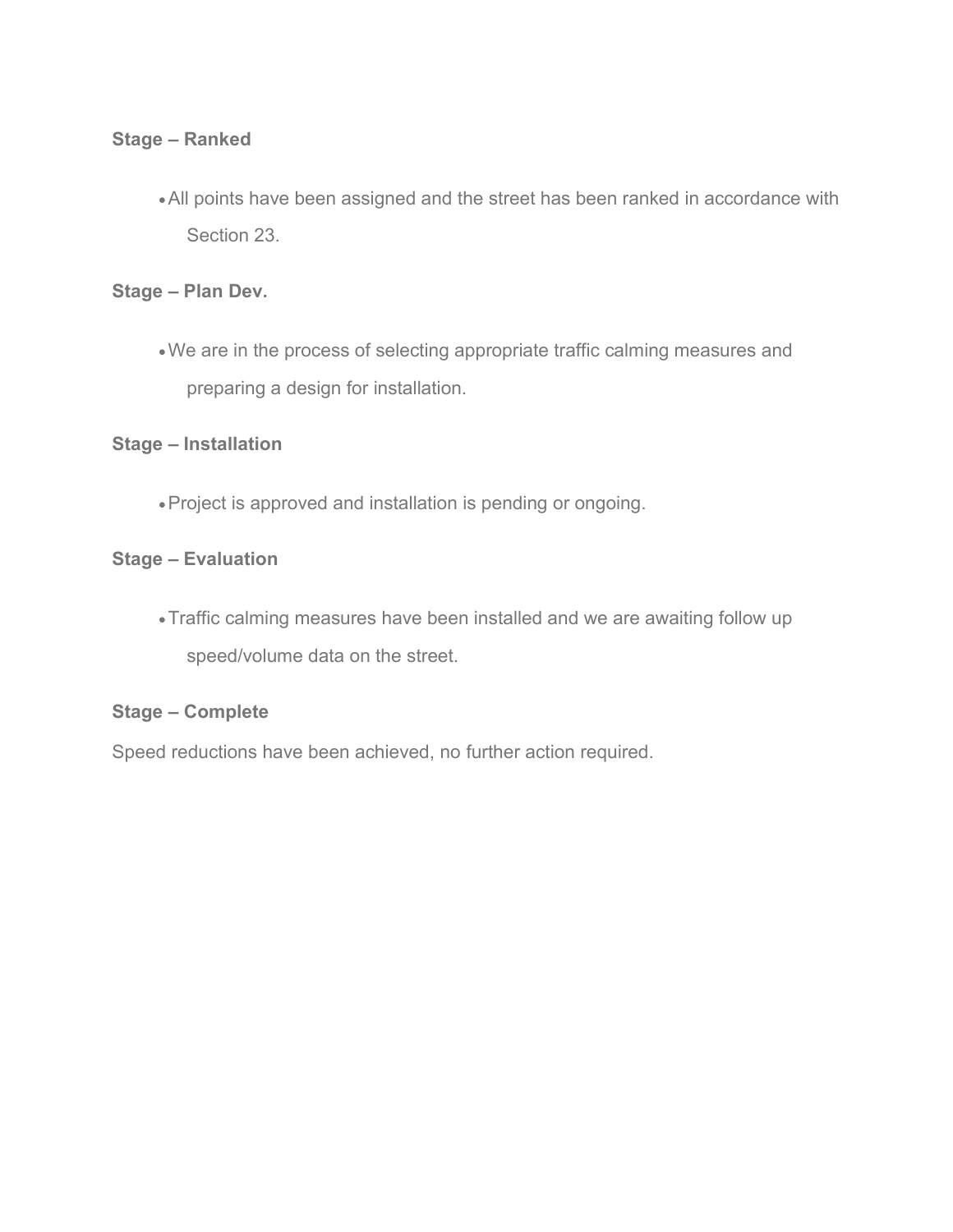**Stage – Ranked**

- All points have been assigned and the street has been ranked in accordance with Section 23.

**Stage – Plan Dev.**

- We are in the process of selecting appropriate traffic calming measures and preparing a design for installation.

**Stage – Installation**

- Project is approved and installation is pending or ongoing.

**Stage – Evaluation**

- Traffic calming measures have been installed and we are awaiting follow up speed/volume data on the street.

**Stage – Complete**

Speed reductions have been achieved, no further action required.